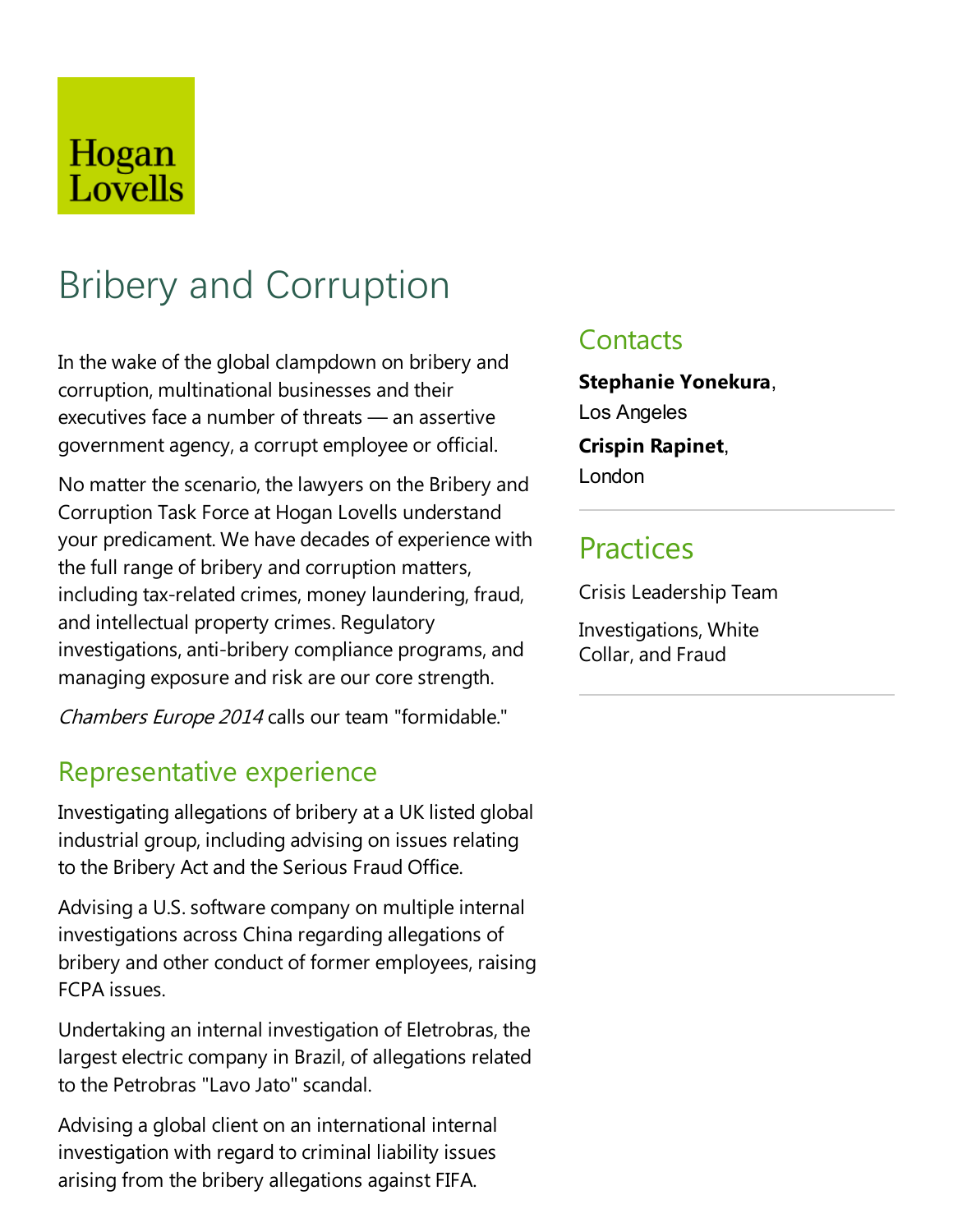Hogan Lovells

# Bribery and Corruption

In the wake of the global clampdown on bribery and corruption, multinational businesses and their executives face a number of threats — an assertive government agency, a corrupt employee or official.

No matter the scenario, the lawyers on the Bribery and Corruption Task Force at Hogan Lovells understand your predicament. We have decades of experience with the full range of bribery and corruption matters, including tax-related crimes, money laundering, fraud, and intellectual property crimes. Regulatory investigations, anti-bribery compliance programs, and managing exposure and risk are our core strength.

*Chambers Europe 2014* calls our team "formidable."

## Representative experience

Investigating allegations of bribery at a UK listed global industrial group, including advising on issues relating to the Bribery Act and the Serious Fraud Office.

Advising a U.S. software company on multiple internal investigations across China regarding allegations of bribery and other conduct of former employees, raising FCPA issues.

Undertaking an internal investigation of Eletrobras, the largest electric company in Brazil, of allegations related to the Petrobras "Lavo Jato" scandal.

Advising a global client on an international internal investigation with regard to criminal liability issues arising from the bribery allegations against FIFA.

## Contacts

**Stephanie Yonekura**, Los Angeles

**Crispin Rapinet**, London

## Practices

Crisis Leadership Team

Investigations, White Collar, and Fraud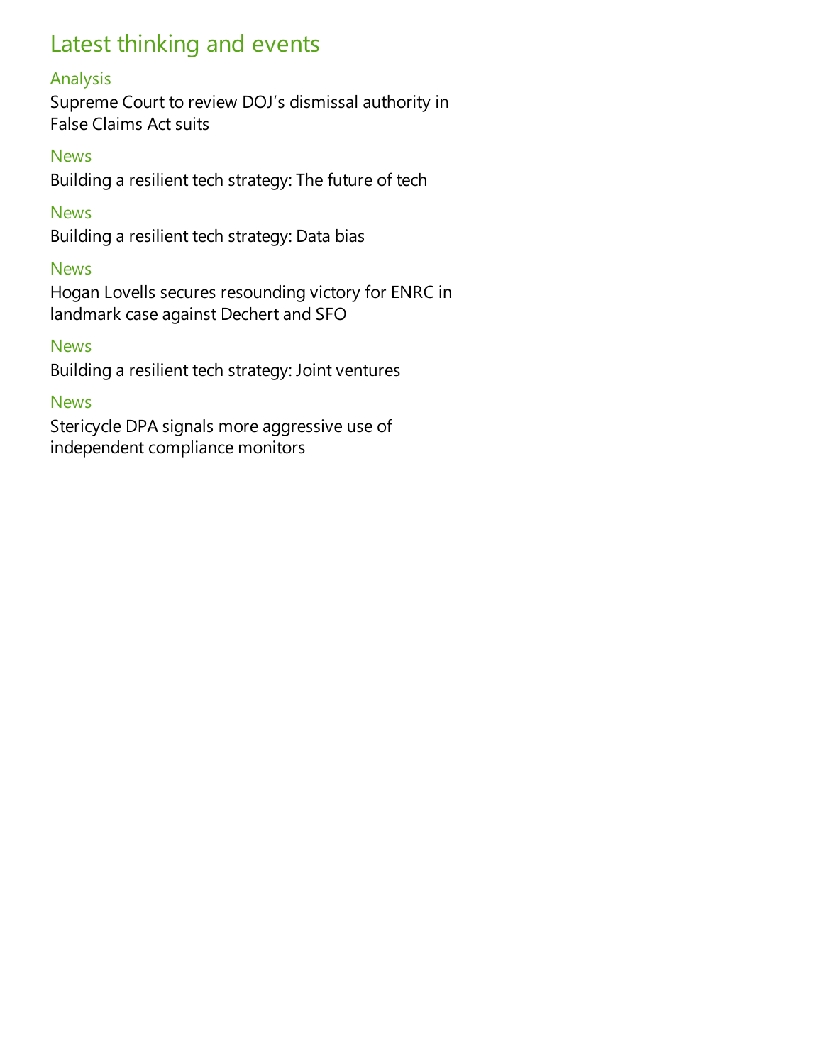## Latest thinking and events

Analysis

Supreme Court to review DOJ's dismissal authority in False Claims Act suits

News

Building a resilient tech strategy: The future of tech

News

Building a resilient tech strategy: Data bias

News

Hogan Lovells secures resounding victory for ENRC in landmark case against Dechert and SFO

News

Building a resilient tech strategy: Joint ventures

News

Stericycle DPA signals more aggressive use of independent compliance monitors